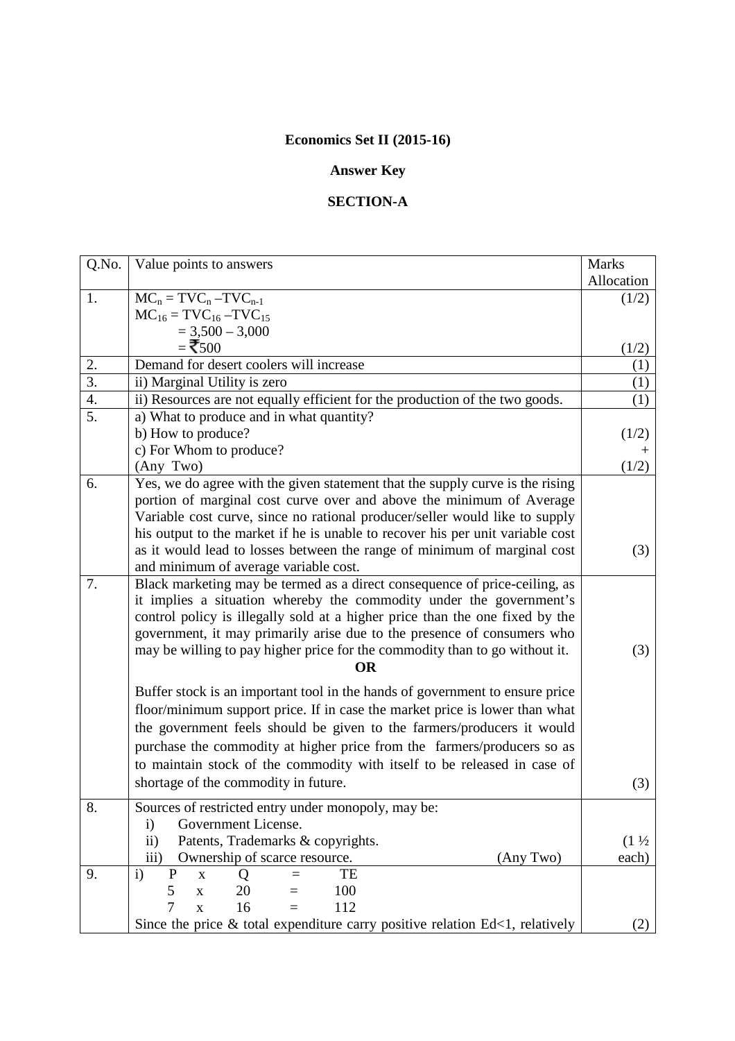**Economics Set II (2015-16)**

**Answer Key**

**SECTION-A**

| Q.No. | Value points to answers | Marks Allocation |
|---|---|---|
| 1. | $MC_n = TVC_n - TVC_{n-1}$<br>$MC_{16} = TVC_{16} - TVC_{15}$<br>$= 3{,}500 - 3{,}000$<br>$=$ ₹500 | (1/2)<br><br><br>(1/2) |
| 2. | Demand for desert coolers will increase | (1) |
| 3. | ii) Marginal Utility is zero | (1) |
| 4. | ii) Resources are not equally efficient for the production of the two goods. | (1) |
| 5. | a) What to produce and in what quantity?<br>b) How to produce?<br>c) For Whom to produce?<br>(Any Two) | (1/2)<br>+<br>(1/2) |
| 6. | Yes, we do agree with the given statement that the supply curve is the rising portion of marginal cost curve over and above the minimum of Average Variable cost curve, since no rational producer/seller would like to supply his output to the market if he is unable to recover his per unit variable cost as it would lead to losses between the range of minimum of marginal cost and minimum of average variable cost. | (3) |
| 7. | Black marketing may be termed as a direct consequence of price-ceiling, as it implies a situation whereby the commodity under the government's control policy is illegally sold at a higher price than the one fixed by the government, it may primarily arise due to the presence of consumers who may be willing to pay higher price for the commodity than to go without it.<br>**OR**<br>Buffer stock is an important tool in the hands of government to ensure price floor/minimum support price. If in case the market price is lower than what the government feels should be given to the farmers/producers it would purchase the commodity at higher price from the farmers/producers so as to maintain stock of the commodity with itself to be released in case of shortage of the commodity in future. | (3)<br><br>(3) |
| 8. | Sources of restricted entry under monopoly, may be:<br>i) Government License.<br>ii) Patents, Trademarks & copyrights.<br>iii) Ownership of scarce resource. (Any Two) | (1 ½ each) |
| 9. | i) P x Q = TE<br>5 x 20 = 100<br>7 x 16 = 112<br>Since the price & total expenditure carry positive relation Ed<1, relatively | (2) |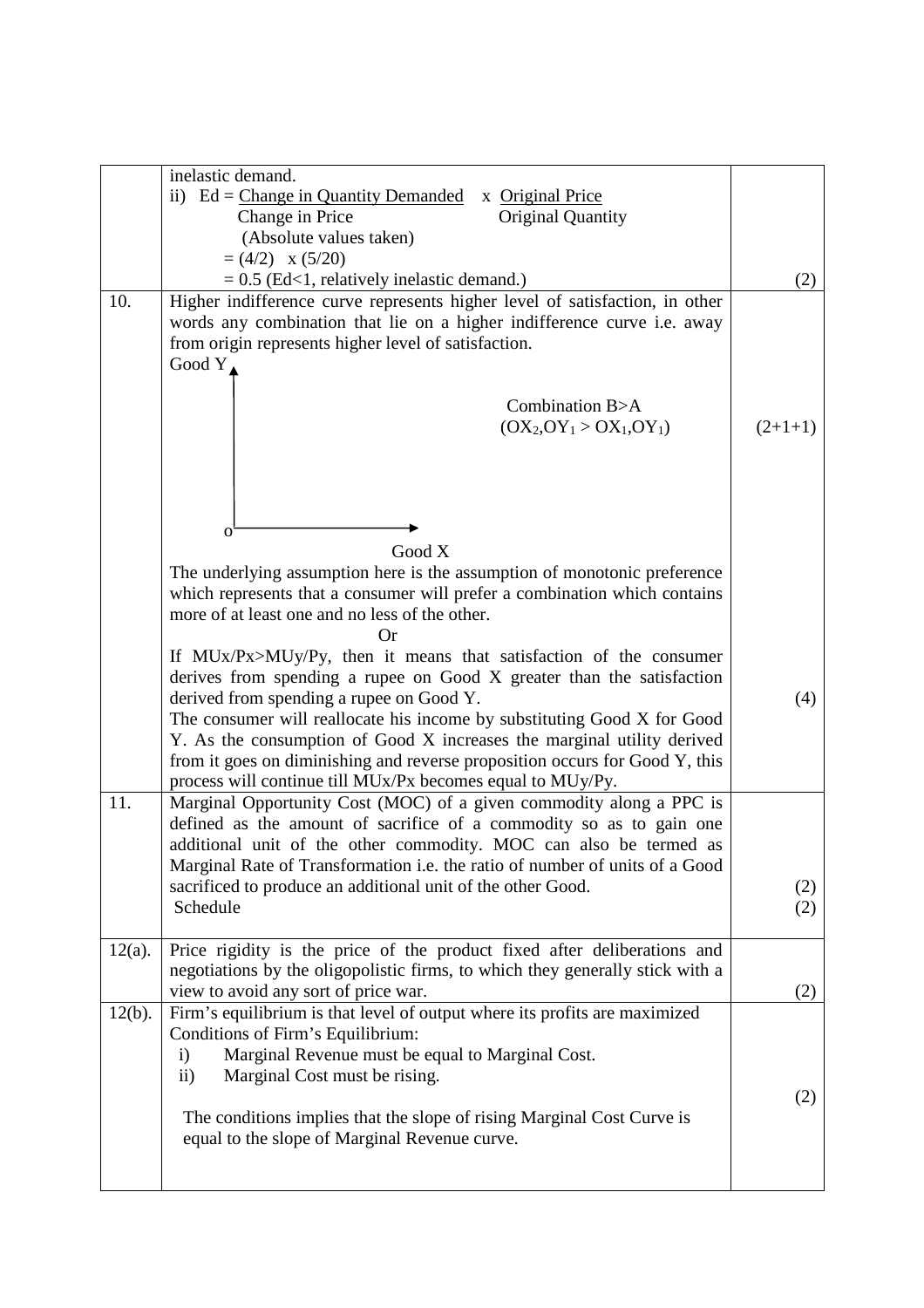| | | |
|---|---|---|
| | inelastic demand.<br>ii) $Ed = \frac{\text{Change in Quantity Demanded}}{\text{Change in Price}} \times \frac{\text{Original Price}}{\text{Original Quantity}}$<br>(Absolute values taken)<br>$= (4/2) \times (5/20)$<br>$= 0.5$ (Ed<1, relatively inelastic demand.) | (2) |
| 10. | Higher indifference curve represents higher level of satisfaction, in other words any combination that lie on a higher indifference curve i.e. away from origin represents higher level of satisfaction.<br>Good Y<br>Combination B>A<br>($OX_2,OY_1 > OX_1,OY_1$)<br>o<br>Good X<br>The underlying assumption here is the assumption of monotonic preference which represents that a consumer will prefer a combination which contains more of at least one and no less of the other. | (2+1+1) |
| | Or<br>If $MUx/Px > MUy/Py$, then it means that satisfaction of the consumer derives from spending a rupee on Good X greater than the satisfaction derived from spending a rupee on Good Y.<br>The consumer will reallocate his income by substituting Good X for Good Y. As the consumption of Good X increases the marginal utility derived from it goes on diminishing and reverse proposition occurs for Good Y, this process will continue till $MUx/Px$ becomes equal to $MUy/Py$. | (4) |
| 11. | Marginal Opportunity Cost (MOC) of a given commodity along a PPC is defined as the amount of sacrifice of a commodity so as to gain one additional unit of the other commodity. MOC can also be termed as Marginal Rate of Transformation i.e. the ratio of number of units of a Good sacrificed to produce an additional unit of the other Good.<br>Schedule | (2)<br>(2) |
| 12(a). | Price rigidity is the price of the product fixed after deliberations and negotiations by the oligopolistic firms, to which they generally stick with a view to avoid any sort of price war. | (2) |
| 12(b). | Firm's equilibrium is that level of output where its profits are maximized<br>Conditions of Firm's Equilibrium:<br>i) Marginal Revenue must be equal to Marginal Cost.<br>ii) Marginal Cost must be rising.<br><br>The conditions implies that the slope of rising Marginal Cost Curve is equal to the slope of Marginal Revenue curve. | (2) |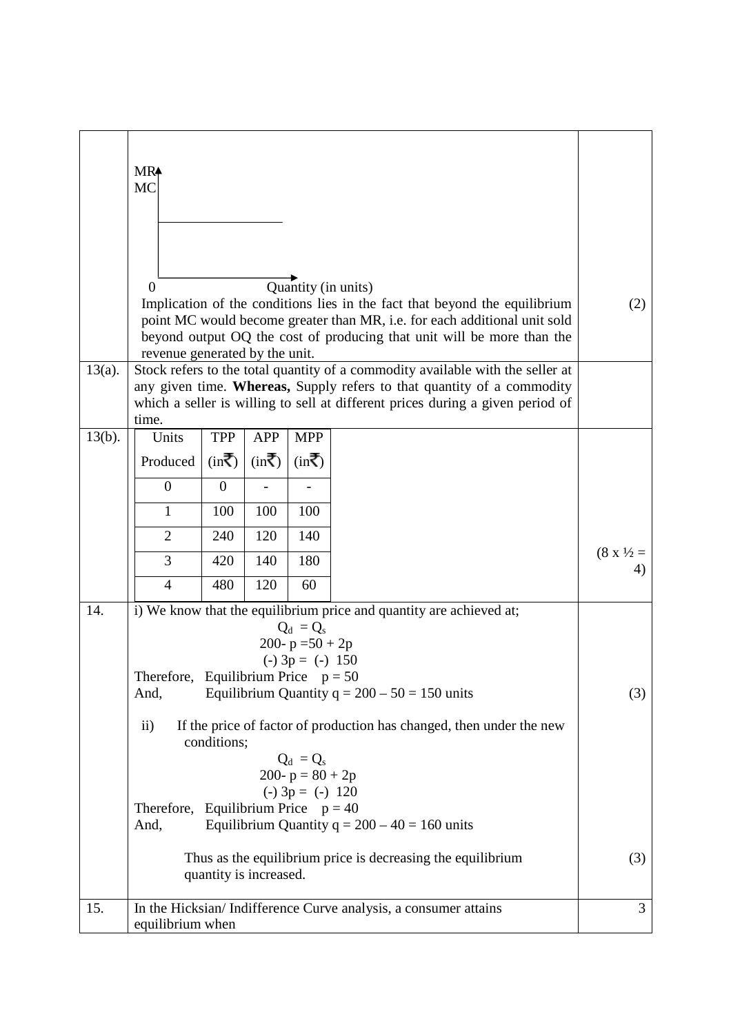| | | |
|---|---|---|
| | MR MC — 0 — Quantity (in units)<br><br>Implication of the conditions lies in the fact that beyond the equilibrium point MC would become greater than MR, i.e. for each additional unit sold beyond output OQ the cost of producing that unit will be more than the revenue generated by the unit. | (2) |
| 13(a). | Stock refers to the total quantity of a commodity available with the seller at any given time. **Whereas,** Supply refers to that quantity of a commodity which a seller is willing to sell at different prices during a given period of time. | |
| 13(b). | (table below) | (8 x ½ = 4) |

| Units Produced | TPP (in₹) | APP (in₹) | MPP (in₹) |
|---|---|---|---|
| 0 | 0 | - | - |
| 1 | 100 | 100 | 100 |
| 2 | 240 | 120 | 140 |
| 3 | 420 | 140 | 180 |
| 4 | 480 | 120 | 60 |

**14.**

i) We know that the equilibrium price and quantity are achieved at;

$$Q_d = Q_s$$

$$200 - p = 50 + 2p$$

$$(-)\ 3p = (-)\ 150$$

Therefore, Equilibrium Price $p = 50$

And, Equilibrium Quantity $q = 200 - 50 = 150$ units (3)

ii) If the price of factor of production has changed, then under the new conditions;

$$Q_d = Q_s$$

$$200 - p = 80 + 2p$$

$$(-)\ 3p = (-)\ 120$$

Therefore, Equilibrium Price $p = 40$

And, Equilibrium Quantity $q = 200 - 40 = 160$ units

Thus as the equilibrium price is decreasing the equilibrium quantity is increased. (3)

**15.** In the Hicksian/ Indifference Curve analysis, a consumer attains equilibrium when (3)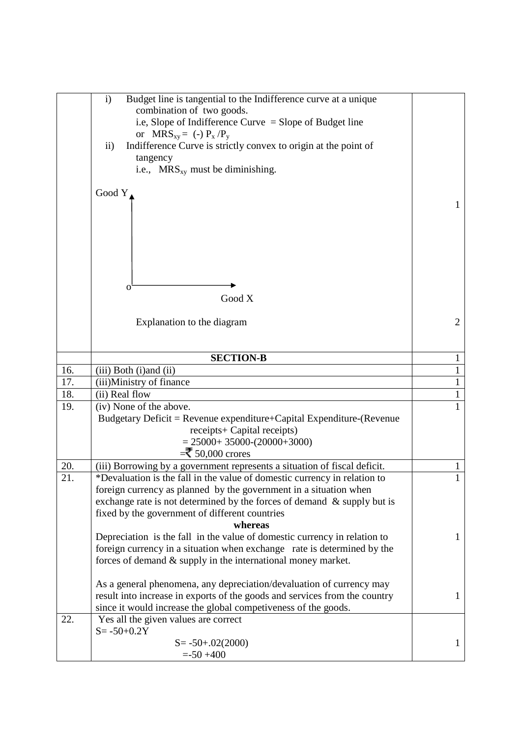| | | |
|---|---|---|
| | i) Budget line is tangential to the Indifference curve at a unique combination of two goods. i.e, Slope of Indifference Curve = Slope of Budget line or $MRS_{xy}$ = (-) $P_x / P_y$<br>ii) Indifference Curve is strictly convex to origin at the point of tangency i.e., $MRS_{xy}$ must be diminishing.<br><br>Good Y<br><br>o<br>Good X<br><br>Explanation to the diagram | 1<br><br><br><br><br><br>2 |
| | **SECTION-B** | 1 |
| 16. | (iii) Both (i)and (ii) | 1 |
| 17. | (iii)Ministry of finance | 1 |
| 18. | (ii) Real flow | 1 |
| 19. | (iv) None of the above.<br>Budgetary Deficit = Revenue expenditure+Capital Expenditure-(Revenue receipts+ Capital receipts)<br>= 25000+ 35000-(20000+3000)<br>=₹ 50,000 crores | 1 |
| 20. | (iii) Borrowing by a government represents a situation of fiscal deficit. | 1 |
| 21. | *Devaluation is the fall in the value of domestic currency in relation to foreign currency as planned by the government in a situation when exchange rate is not determined by the forces of demand & supply but is fixed by the government of different countries<br>**whereas**<br>Depreciation is the fall in the value of domestic currency in relation to foreign currency in a situation when exchange rate is determined by the forces of demand & supply in the international money market.<br><br>As a general phenomena, any depreciation/devaluation of currency may result into increase in exports of the goods and services from the country since it would increase the global competiveness of the goods. | 1<br><br><br><br>1<br><br><br>1 |
| 22. | Yes all the given values are correct<br>S= -50+0.2Y<br>S= -50+.02(2000)<br>=-50 +400 | 1 |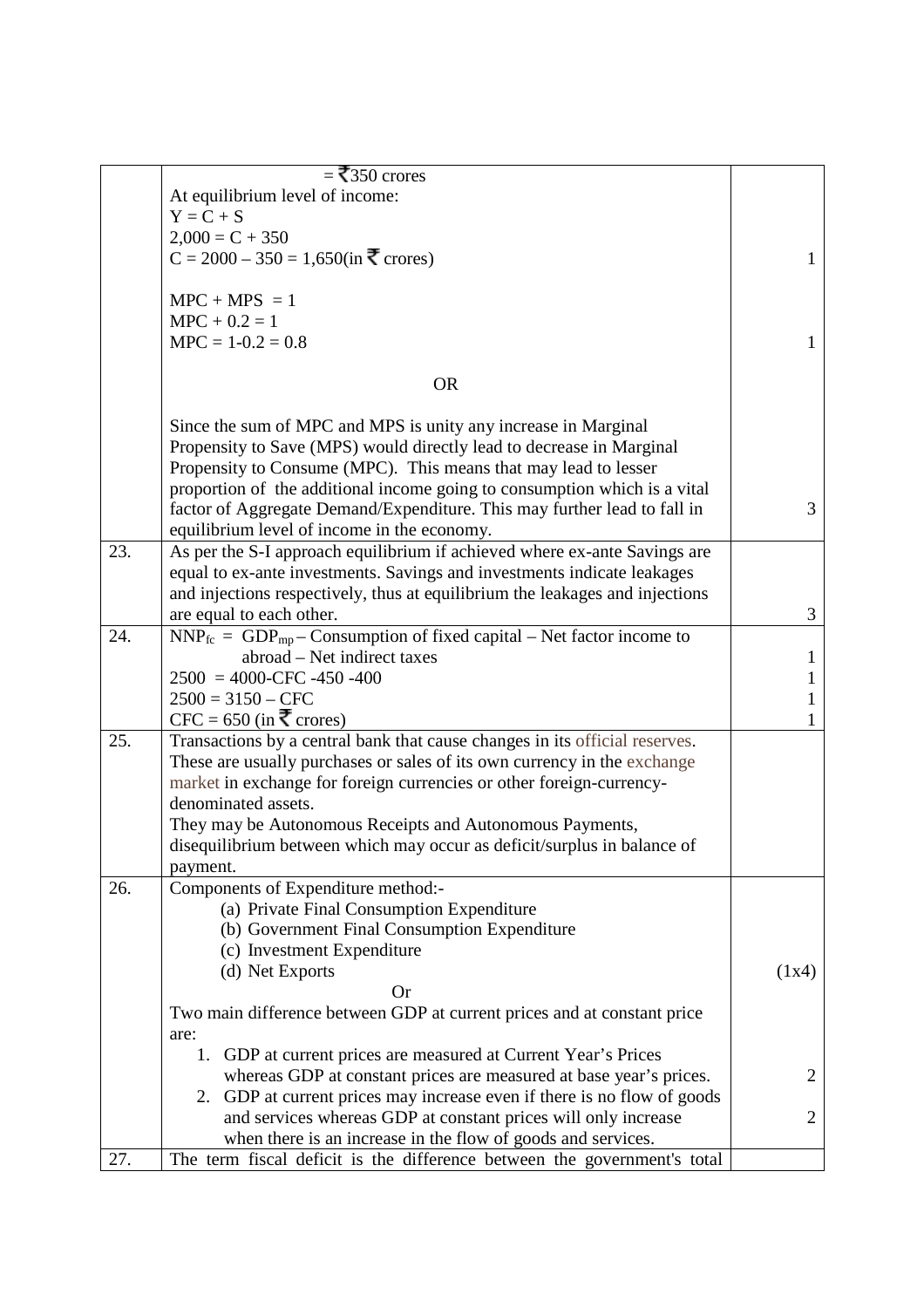| | | |
|---|---|---|
| | = ₹350 crores<br>At equilibrium level of income:<br>Y = C + S<br>2,000 = C + 350<br>C = 2000 – 350 = 1,650(in ₹ crores)<br><br>MPC + MPS = 1<br>MPC + 0.2 = 1<br>MPC = 1-0.2 = 0.8<br><br>OR<br><br>Since the sum of MPC and MPS is unity any increase in Marginal Propensity to Save (MPS) would directly lead to decrease in Marginal Propensity to Consume (MPC). This means that may lead to lesser proportion of the additional income going to consumption which is a vital factor of Aggregate Demand/Expenditure. This may further lead to fall in equilibrium level of income in the economy. | <br><br><br><br>1<br><br><br><br>1<br><br><br><br><br><br><br><br>3 |
| 23. | As per the S-I approach equilibrium if achieved where ex-ante Savings are equal to ex-ante investments. Savings and investments indicate leakages and injections respectively, thus at equilibrium the leakages and injections are equal to each other. | 3 |
| 24. | $NNP_{fc}$ = $GDP_{mp}$ – Consumption of fixed capital – Net factor income to abroad – Net indirect taxes<br>2500 = 4000-CFC -450 -400<br>2500 = 3150 – CFC<br>CFC = 650 (in ₹ crores) | 1<br>1<br>1<br>1 |
| 25. | Transactions by a central bank that cause changes in its official reserves. These are usually purchases or sales of its own currency in the exchange market in exchange for foreign currencies or other foreign-currency-denominated assets.<br>They may be Autonomous Receipts and Autonomous Payments, disequilibrium between which may occur as deficit/surplus in balance of payment. | |
| 26. | Components of Expenditure method:-<br>(a) Private Final Consumption Expenditure<br>(b) Government Final Consumption Expenditure<br>(c) Investment Expenditure<br>(d) Net Exports<br>Or<br>Two main difference between GDP at current prices and at constant price are:<br>1. GDP at current prices are measured at Current Year's Prices whereas GDP at constant prices are measured at base year's prices.<br>2. GDP at current prices may increase even if there is no flow of goods and services whereas GDP at constant prices will only increase when there is an increase in the flow of goods and services. | <br><br><br><br>(1x4)<br><br><br><br>2<br><br>2 |
| 27. | The term fiscal deficit is the difference between the government's total | |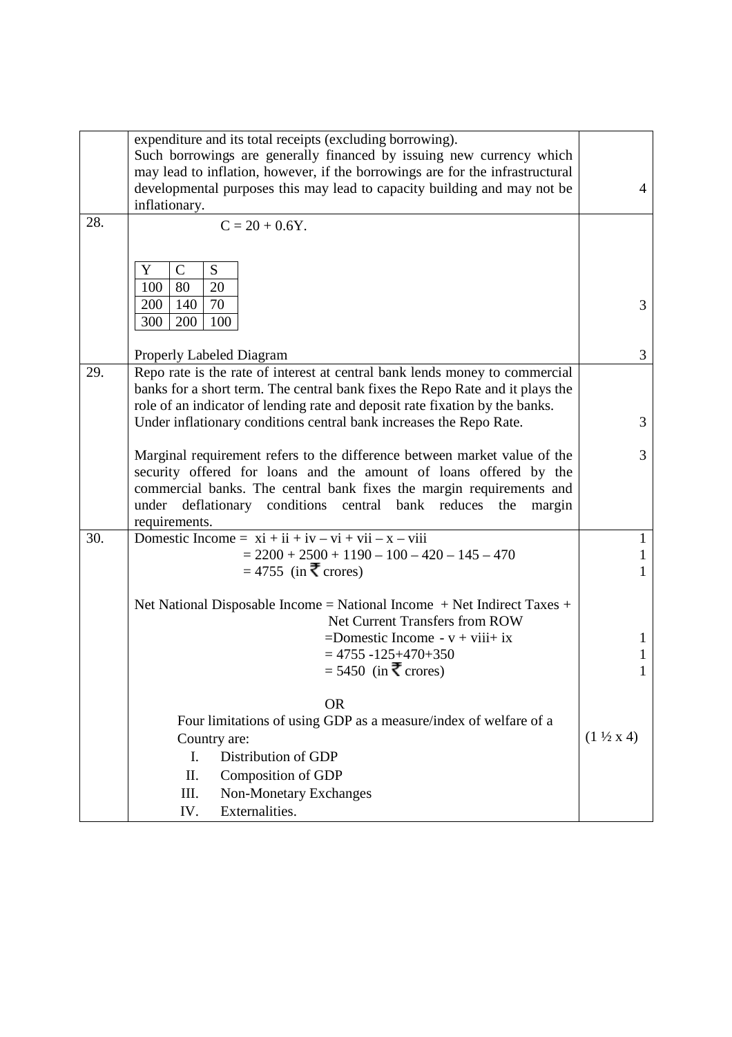| | | |
|---|---|---|
| | expenditure and its total receipts (excluding borrowing). Such borrowings are generally financed by issuing new currency which may lead to inflation, however, if the borrowings are for the infrastructural developmental purposes this may lead to capacity building and may not be inflationary. | 4 |
| 28. | $C = 20 + 0.6Y$.<br><br>Y / C / S<br>100 / 80 / 20<br>200 / 140 / 70<br>300 / 200 / 100<br><br>Properly Labeled Diagram | 3<br><br>3 |
| 29. | Repo rate is the rate of interest at central bank lends money to commercial banks for a short term. The central bank fixes the Repo Rate and it plays the role of an indicator of lending rate and deposit rate fixation by the banks. Under inflationary conditions central bank increases the Repo Rate.<br><br>Marginal requirement refers to the difference between market value of the security offered for loans and the amount of loans offered by the commercial banks. The central bank fixes the margin requirements and under deflationary conditions central bank reduces the margin requirements. | 3<br><br>3 |
| 30. | Domestic Income = xi + ii + iv – vi + vii – x – viii<br>= 2200 + 2500 + 1190 – 100 – 420 – 145 – 470<br>= 4755 (in ₹ crores)<br><br>Net National Disposable Income = National Income + Net Indirect Taxes + Net Current Transfers from ROW<br>=Domestic Income - v + viii+ ix<br>= 4755 -125+470+350<br>= 5450 (in ₹ crores)<br><br>OR<br><br>Four limitations of using GDP as a measure/index of welfare of a Country are:<br>I. Distribution of GDP<br>II. Composition of GDP<br>III. Non-Monetary Exchanges<br>IV. Externalities. | 1<br>1<br>1<br><br>1<br>1<br>1<br><br>(1 ½ x 4) |